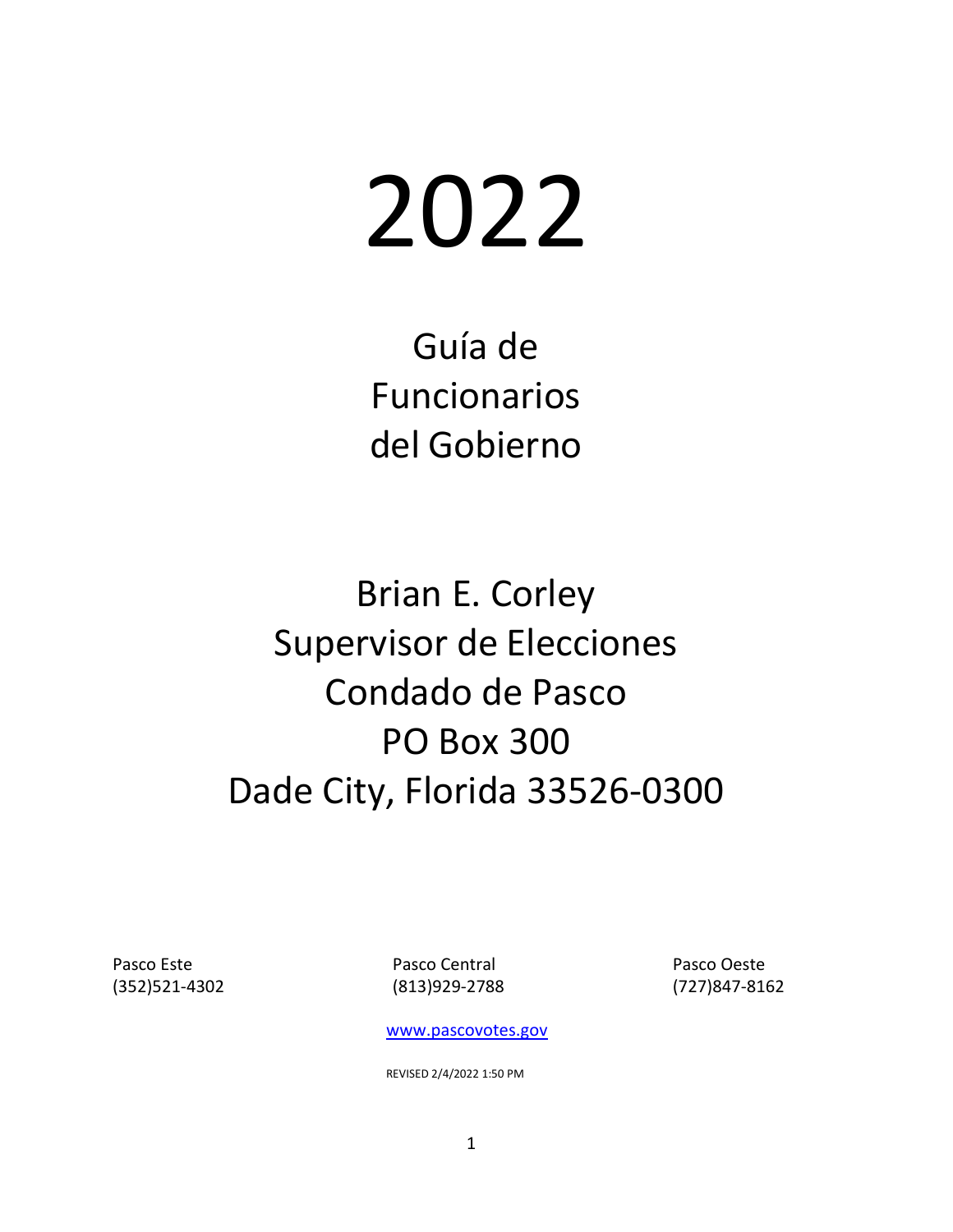# 2022

## Guía de Funcionarios del Gobierno

## Brian E. Corley
## Supervisor de Elecciones
## Condado de Pasco
## PO Box 300
## Dade City, Florida 33526-0300

| Pasco Este | Pasco Central | Pasco Oeste |
|---|---|---|
| (352)521-4302 | (813)929-2788 | (727)847-8162 |

www.pascovotes.gov

REVISED 2/4/2022 1:50 PM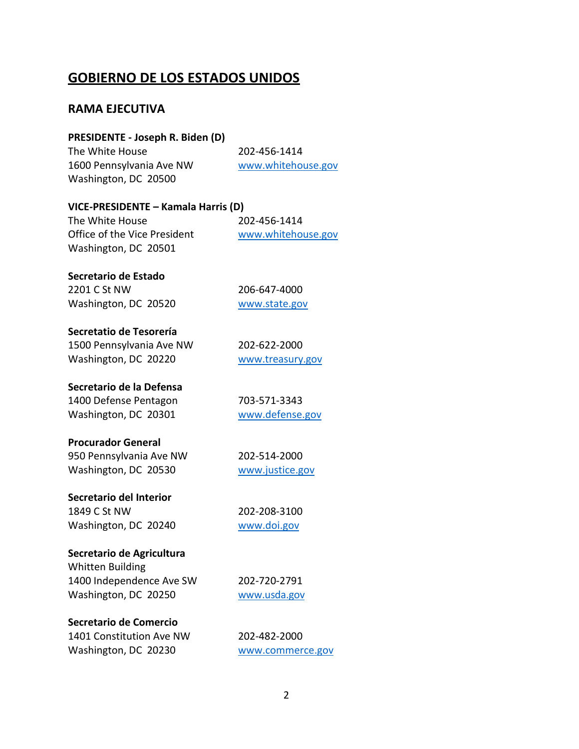# GOBIERNO DE LOS ESTADOS UNIDOS

## RAMA EJECUTIVA

**PRESIDENTE - Joseph R. Biden (D)**
The White House
1600 Pennsylvania Ave NW
Washington, DC 20500
202-456-1414
www.whitehouse.gov

**VICE-PRESIDENTE – Kamala Harris (D)**
The White House
Office of the Vice President
Washington, DC 20501
202-456-1414
www.whitehouse.gov

**Secretario de Estado**
2201 C St NW
Washington, DC 20520
206-647-4000
www.state.gov

**Secretatio de Tesorería**
1500 Pennsylvania Ave NW
Washington, DC 20220
202-622-2000
www.treasury.gov

**Secretario de la Defensa**
1400 Defense Pentagon
Washington, DC 20301
703-571-3343
www.defense.gov

**Procurador General**
950 Pennsylvania Ave NW
Washington, DC 20530
202-514-2000
www.justice.gov

**Secretario del Interior**
1849 C St NW
Washington, DC 20240
202-208-3100
www.doi.gov

**Secretario de Agricultura**
Whitten Building
1400 Independence Ave SW
Washington, DC 20250
202-720-2791
www.usda.gov

**Secretario de Comercio**
1401 Constitution Ave NW
Washington, DC 20230
202-482-2000
www.commerce.gov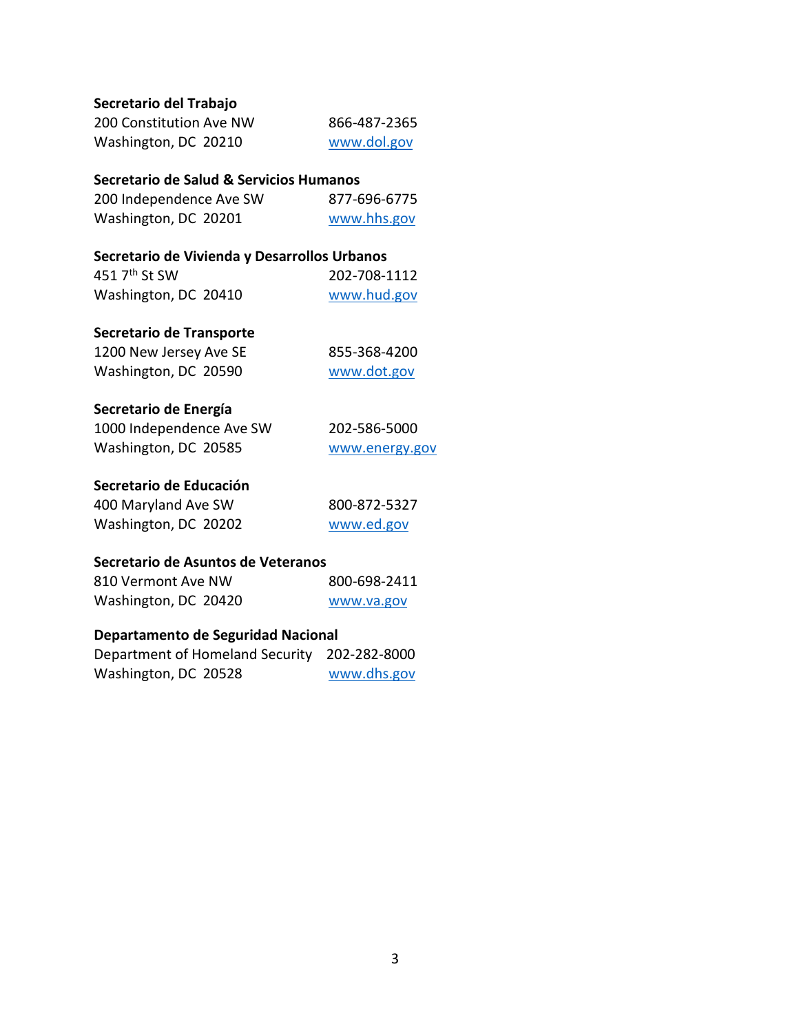**Secretario del Trabajo**
200 Constitution Ave NW — 866-487-2365
Washington, DC 20210 — www.dol.gov

**Secretario de Salud & Servicios Humanos**
200 Independence Ave SW — 877-696-6775
Washington, DC 20201 — www.hhs.gov

**Secretario de Vivienda y Desarrollos Urbanos**
451 7th St SW — 202-708-1112
Washington, DC 20410 — www.hud.gov

**Secretario de Transporte**
1200 New Jersey Ave SE — 855-368-4200
Washington, DC 20590 — www.dot.gov

**Secretario de Energía**
1000 Independence Ave SW — 202-586-5000
Washington, DC 20585 — www.energy.gov

**Secretario de Educación**
400 Maryland Ave SW — 800-872-5327
Washington, DC 20202 — www.ed.gov

**Secretario de Asuntos de Veteranos**
810 Vermont Ave NW — 800-698-2411
Washington, DC 20420 — www.va.gov

**Departamento de Seguridad Nacional**
Department of Homeland Security — 202-282-8000
Washington, DC 20528 — www.dhs.gov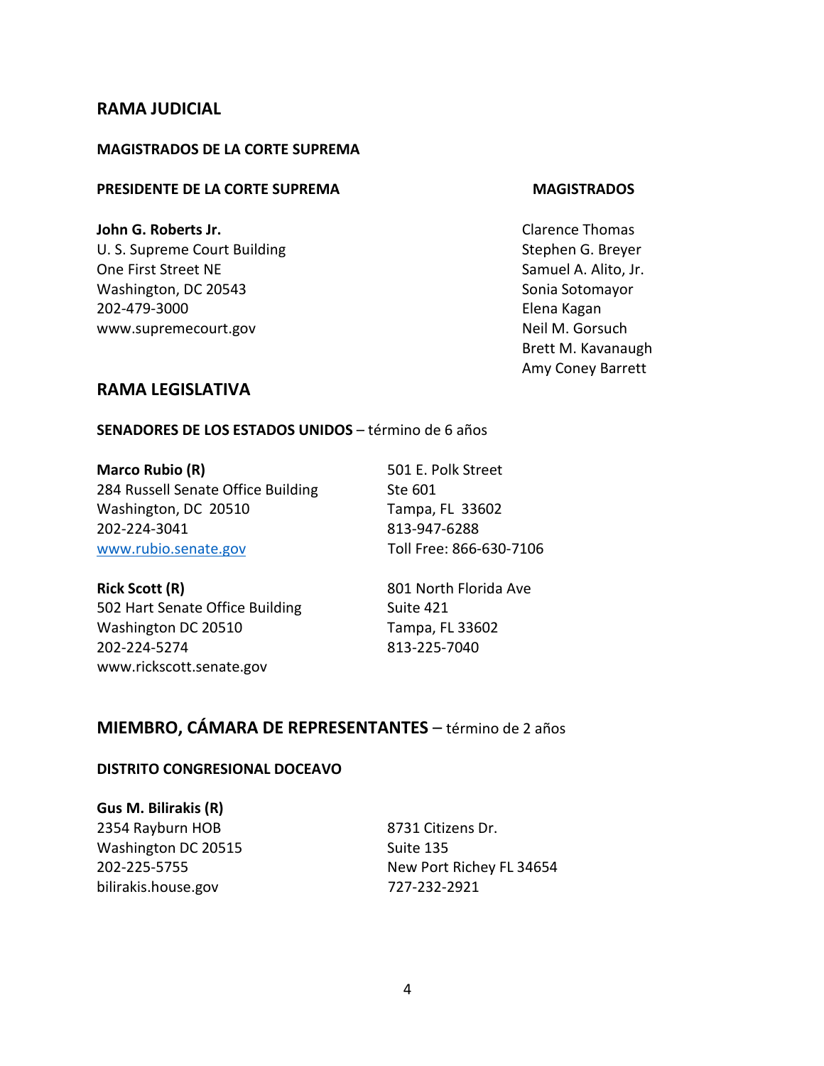## RAMA JUDICIAL

### MAGISTRADOS DE LA CORTE SUPREMA

**PRESIDENTE DE LA CORTE SUPREMA**

**John G. Roberts Jr.**
U. S. Supreme Court Building
One First Street NE
Washington, DC 20543
202-479-3000
www.supremecourt.gov

**MAGISTRADOS**

Clarence Thomas
Stephen G. Breyer
Samuel A. Alito, Jr.
Sonia Sotomayor
Elena Kagan
Neil M. Gorsuch
Brett M. Kavanaugh
Amy Coney Barrett

## RAMA LEGISLATIVA

**SENADORES DE LOS ESTADOS UNIDOS** – término de 6 años

**Marco Rubio (R)**
284 Russell Senate Office Building
Washington, DC 20510
202-224-3041
www.rubio.senate.gov

501 E. Polk Street
Ste 601
Tampa, FL 33602
813-947-6288
Toll Free: 866-630-7106

**Rick Scott (R)**
502 Hart Senate Office Building
Washington DC 20510
202-224-5274
www.rickscott.senate.gov

801 North Florida Ave
Suite 421
Tampa, FL 33602
813-225-7040

## MIEMBRO, CÁMARA DE REPRESENTANTES – término de 2 años

**DISTRITO CONGRESIONAL DOCEAVO**

**Gus M. Bilirakis (R)**
2354 Rayburn HOB
Washington DC 20515
202-225-5755
bilirakis.house.gov

8731 Citizens Dr.
Suite 135
New Port Richey FL 34654
727-232-2921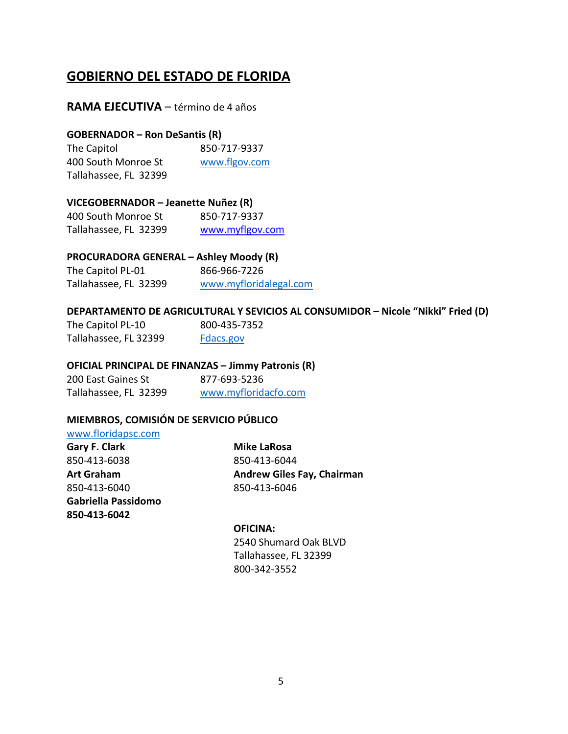## GOBIERNO DEL ESTADO DE FLORIDA

### RAMA EJECUTIVA – término de 4 años

**GOBERNADOR – Ron DeSantis (R)**

The Capitol
400 South Monroe St
Tallahassee, FL 32399

850-717-9337
www.flgov.com

**VICEGOBERNADOR – Jeanette Nuñez (R)**

400 South Monroe St
Tallahassee, FL 32399

850-717-9337
www.myflgov.com

**PROCURADORA GENERAL – Ashley Moody (R)**

The Capitol PL-01
Tallahassee, FL 32399

866-966-7226
www.myfloridalegal.com

**DEPARTAMENTO DE AGRICULTURAL Y SEVICIOS AL CONSUMIDOR – Nicole "Nikki" Fried (D)**

The Capitol PL-10
Tallahassee, FL 32399

800-435-7352
Fdacs.gov

**OFICIAL PRINCIPAL DE FINANZAS – Jimmy Patronis (R)**

200 East Gaines St
Tallahassee, FL 32399

877-693-5236
www.myfloridacfo.com

**MIEMBROS, COMISIÓN DE SERVICIO PÚBLICO**

www.floridapsc.com

**Gary F. Clark**
850-413-6038

**Art Graham**
850-413-6040

**Gabriella Passidomo**
**850-413-6042**

**Mike LaRosa**
850-413-6044

**Andrew Giles Fay, Chairman**
850-413-6046

**OFICINA:**
2540 Shumard Oak BLVD
Tallahassee, FL 32399
800-342-3552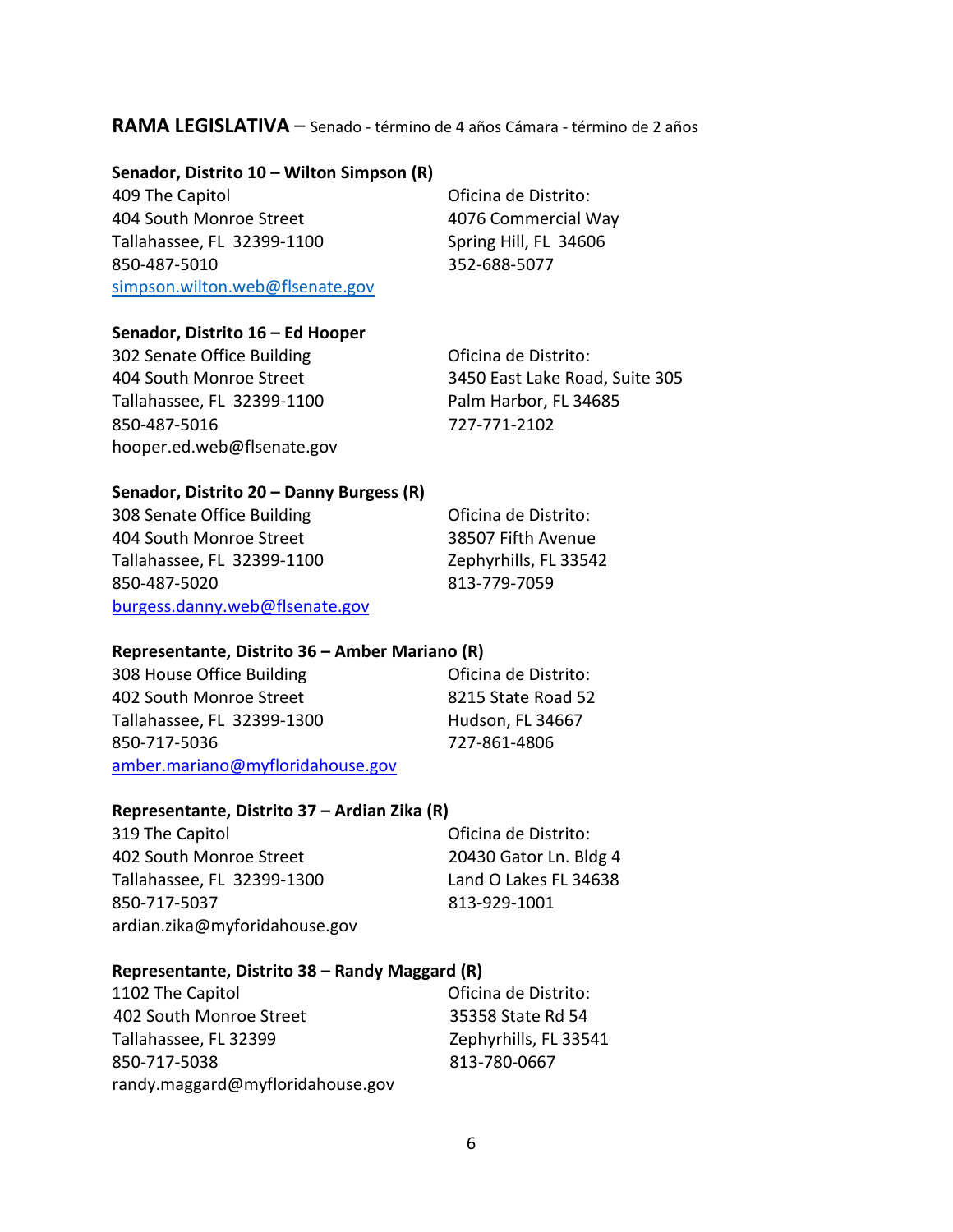## **RAMA LEGISLATIVA** – Senado - término de 4 años Cámara - término de 2 años

**Senador, Distrito 10 – Wilton Simpson (R)**

409 The Capitol
404 South Monroe Street
Tallahassee, FL 32399-1100
850-487-5010
simpson.wilton.web@flsenate.gov

Oficina de Distrito:
4076 Commercial Way
Spring Hill, FL 34606
352-688-5077

**Senador, Distrito 16 – Ed Hooper**

302 Senate Office Building
404 South Monroe Street
Tallahassee, FL 32399-1100
850-487-5016
hooper.ed.web@flsenate.gov

Oficina de Distrito:
3450 East Lake Road, Suite 305
Palm Harbor, FL 34685
727-771-2102

**Senador, Distrito 20 – Danny Burgess (R)**

308 Senate Office Building
404 South Monroe Street
Tallahassee, FL 32399-1100
850-487-5020
burgess.danny.web@flsenate.gov

Oficina de Distrito:
38507 Fifth Avenue
Zephyrhills, FL 33542
813-779-7059

**Representante, Distrito 36 – Amber Mariano (R)**

308 House Office Building
402 South Monroe Street
Tallahassee, FL 32399-1300
850-717-5036
amber.mariano@myfloridahouse.gov

Oficina de Distrito:
8215 State Road 52
Hudson, FL 34667
727-861-4806

**Representante, Distrito 37 – Ardian Zika (R)**

319 The Capitol
402 South Monroe Street
Tallahassee, FL 32399-1300
850-717-5037
ardian.zika@myforidahouse.gov

Oficina de Distrito:
20430 Gator Ln. Bldg 4
Land O Lakes FL 34638
813-929-1001

**Representante, Distrito 38 – Randy Maggard (R)**

1102 The Capitol
402 South Monroe Street
Tallahassee, FL 32399
850-717-5038
randy.maggard@myfloridahouse.gov

Oficina de Distrito:
35358 State Rd 54
Zephyrhills, FL 33541
813-780-0667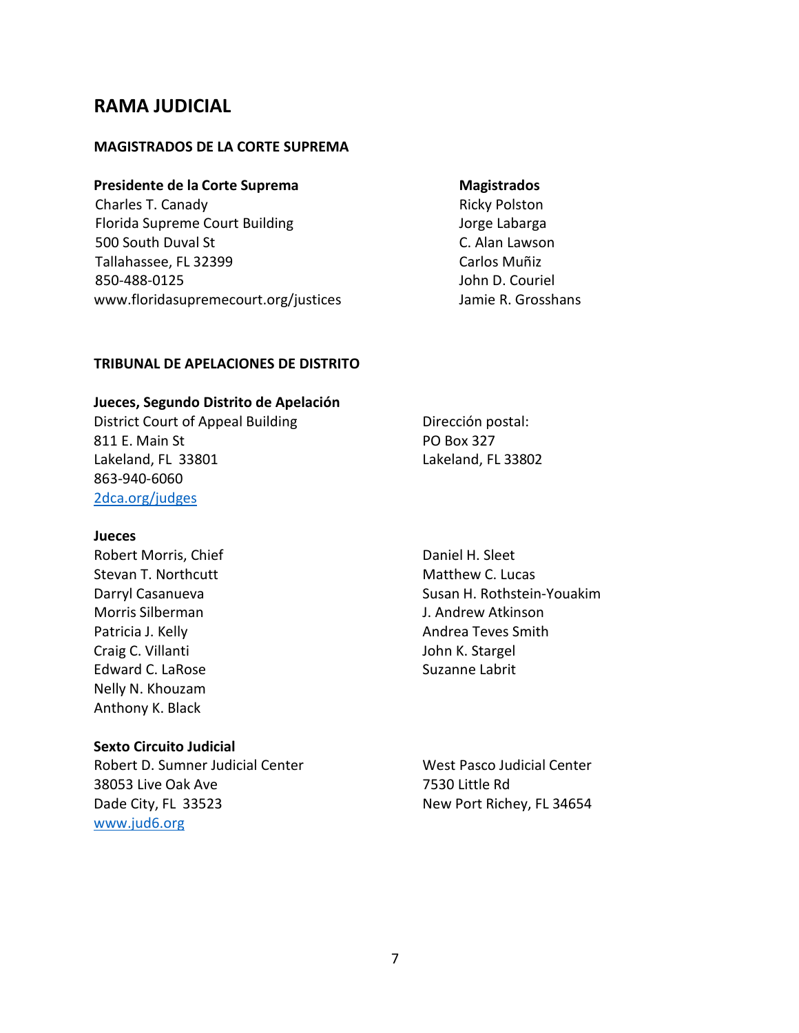# RAMA JUDICIAL

## MAGISTRADOS DE LA CORTE SUPREMA

**Presidente de la Corte Suprema**
Charles T. Canady
Florida Supreme Court Building
500 South Duval St
Tallahassee, FL 32399
850-488-0125
www.floridasupremecourt.org/justices

**Magistrados**
Ricky Polston
Jorge Labarga
C. Alan Lawson
Carlos Muñiz
John D. Couriel
Jamie R. Grosshans

## TRIBUNAL DE APELACIONES DE DISTRITO

**Jueces, Segundo Distrito de Apelación**
District Court of Appeal Building
811 E. Main St
Lakeland, FL 33801
863-940-6060
2dca.org/judges

Dirección postal:
PO Box 327
Lakeland, FL 33802

**Jueces**
Robert Morris, Chief
Stevan T. Northcutt
Darryl Casanueva
Morris Silberman
Patricia J. Kelly
Craig C. Villanti
Edward C. LaRose
Nelly N. Khouzam
Anthony K. Black
Daniel H. Sleet
Matthew C. Lucas
Susan H. Rothstein-Youakim
J. Andrew Atkinson
Andrea Teves Smith
John K. Stargel
Suzanne Labrit

**Sexto Circuito Judicial**
Robert D. Sumner Judicial Center
38053 Live Oak Ave
Dade City, FL 33523
www.jud6.org

West Pasco Judicial Center
7530 Little Rd
New Port Richey, FL 34654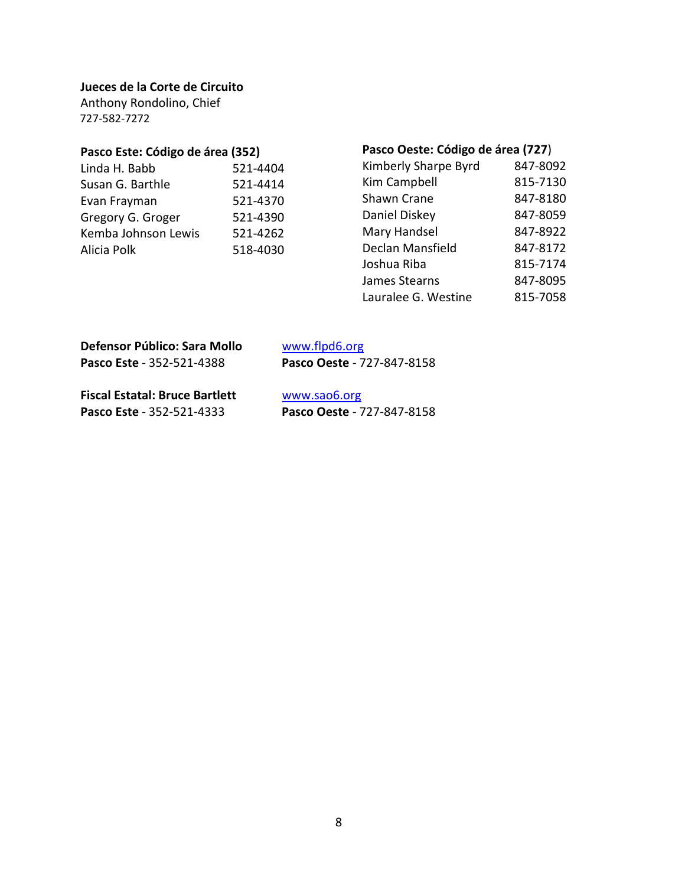**Jueces de la Corte de Circuito**
Anthony Rondolino, Chief
727-582-7272

**Pasco Este: Código de área (352)**

| | |
|---|---|
| Linda H. Babb | 521-4404 |
| Susan G. Barthle | 521-4414 |
| Evan Frayman | 521-4370 |
| Gregory G. Groger | 521-4390 |
| Kemba Johnson Lewis | 521-4262 |
| Alicia Polk | 518-4030 |

**Pasco Oeste: Código de área (727)**

| | |
|---|---|
| Kimberly Sharpe Byrd | 847-8092 |
| Kim Campbell | 815-7130 |
| Shawn Crane | 847-8180 |
| Daniel Diskey | 847-8059 |
| Mary Handsel | 847-8922 |
| Declan Mansfield | 847-8172 |
| Joshua Riba | 815-7174 |
| James Stearns | 847-8095 |
| Lauralee G. Westine | 815-7058 |

**Defensor Público: Sara Mollo** www.flpd6.org
**Pasco Este** - 352-521-4388 **Pasco Oeste** - 727-847-8158

**Fiscal Estatal: Bruce Bartlett** www.sao6.org
**Pasco Este** - 352-521-4333 **Pasco Oeste** - 727-847-8158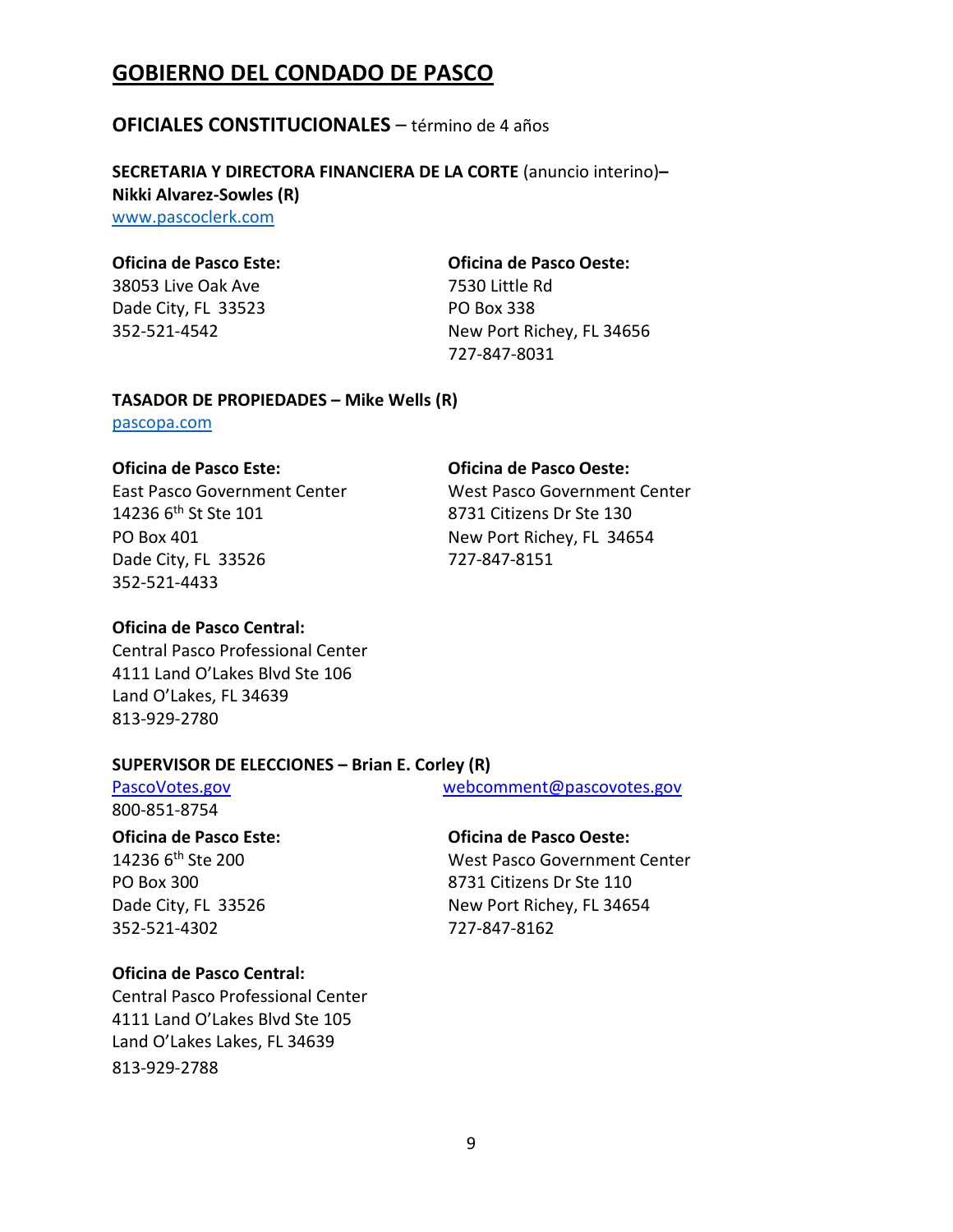## GOBIERNO DEL CONDADO DE PASCO

### OFICIALES CONSTITUCIONALES – término de 4 años

**SECRETARIA Y DIRECTORA FINANCIERA DE LA CORTE** (anuncio interino)**– Nikki Alvarez-Sowles (R)**
www.pascoclerk.com

**Oficina de Pasco Este:**
38053 Live Oak Ave
Dade City, FL 33523
352-521-4542

**Oficina de Pasco Oeste:**
7530 Little Rd
PO Box 338
New Port Richey, FL 34656
727-847-8031

**TASADOR DE PROPIEDADES – Mike Wells (R)**
pascopa.com

**Oficina de Pasco Este:**
East Pasco Government Center
14236 6th St Ste 101
PO Box 401
Dade City, FL 33526
352-521-4433

**Oficina de Pasco Oeste:**
West Pasco Government Center
8731 Citizens Dr Ste 130
New Port Richey, FL 34654
727-847-8151

**Oficina de Pasco Central:**
Central Pasco Professional Center
4111 Land O'Lakes Blvd Ste 106
Land O'Lakes, FL 34639
813-929-2780

**SUPERVISOR DE ELECCIONES – Brian E. Corley (R)**
PascoVotes.gov
webcomment@pascovotes.gov
800-851-8754

**Oficina de Pasco Este:**
14236 6th Ste 200
PO Box 300
Dade City, FL 33526
352-521-4302

**Oficina de Pasco Oeste:**
West Pasco Government Center
8731 Citizens Dr Ste 110
New Port Richey, FL 34654
727-847-8162

**Oficina de Pasco Central:**
Central Pasco Professional Center
4111 Land O'Lakes Blvd Ste 105
Land O'Lakes Lakes, FL 34639
813-929-2788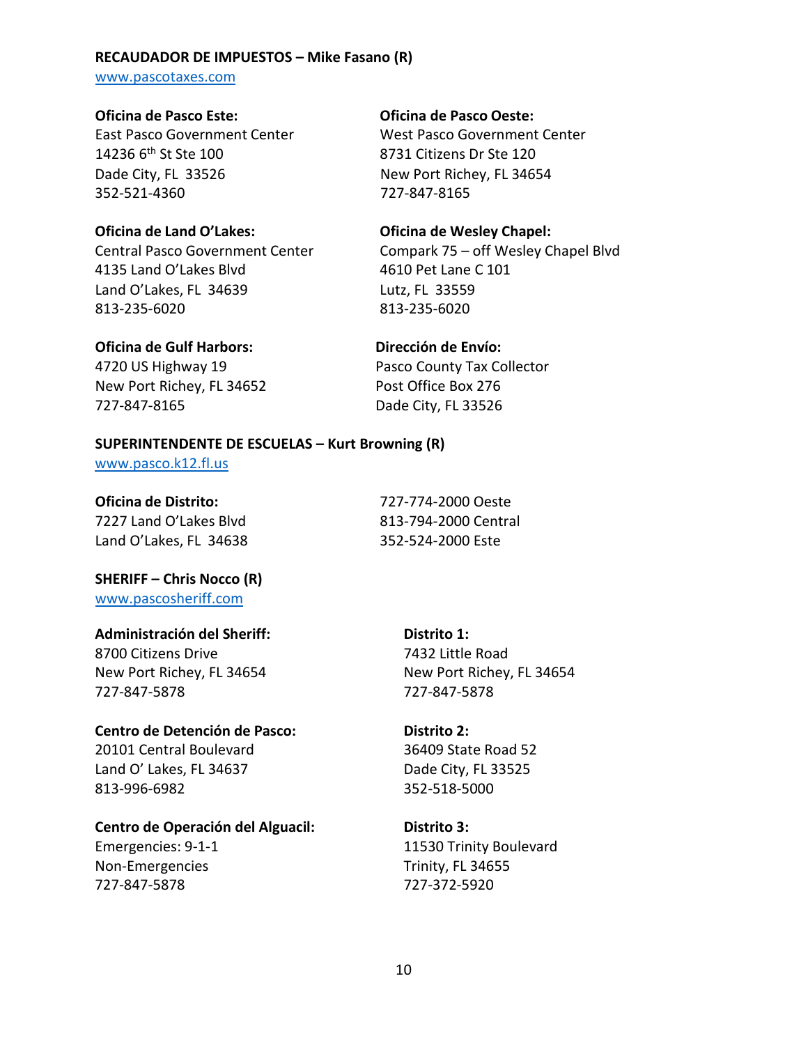**RECAUDADOR DE IMPUESTOS – Mike Fasano (R)**
www.pascotaxes.com

**Oficina de Pasco Este:**
East Pasco Government Center
14236 6th St Ste 100
Dade City, FL 33526
352-521-4360

**Oficina de Pasco Oeste:**
West Pasco Government Center
8731 Citizens Dr Ste 120
New Port Richey, FL 34654
727-847-8165

**Oficina de Land O'Lakes:**
Central Pasco Government Center
4135 Land O'Lakes Blvd
Land O'Lakes, FL 34639
813-235-6020

**Oficina de Wesley Chapel:**
Compark 75 – off Wesley Chapel Blvd
4610 Pet Lane C 101
Lutz, FL 33559
813-235-6020

**Oficina de Gulf Harbors:**
4720 US Highway 19
New Port Richey, FL 34652
727-847-8165

**Dirección de Envío:**
Pasco County Tax Collector
Post Office Box 276
Dade City, FL 33526

**SUPERINTENDENTE DE ESCUELAS – Kurt Browning (R)**
www.pasco.k12.fl.us

**Oficina de Distrito:**
7227 Land O'Lakes Blvd
Land O'Lakes, FL 34638

727-774-2000 Oeste
813-794-2000 Central
352-524-2000 Este

**SHERIFF – Chris Nocco (R)**
www.pascosheriff.com

**Administración del Sheriff:**
8700 Citizens Drive
New Port Richey, FL 34654
727-847-5878

**Distrito 1:**
7432 Little Road
New Port Richey, FL 34654
727-847-5878

**Centro de Detención de Pasco:**
20101 Central Boulevard
Land O' Lakes, FL 34637
813-996-6982

**Distrito 2:**
36409 State Road 52
Dade City, FL 33525
352-518-5000

**Centro de Operación del Alguacil:**
Emergencies: 9-1-1
Non-Emergencies
727-847-5878

**Distrito 3:**
11530 Trinity Boulevard
Trinity, FL 34655
727-372-5920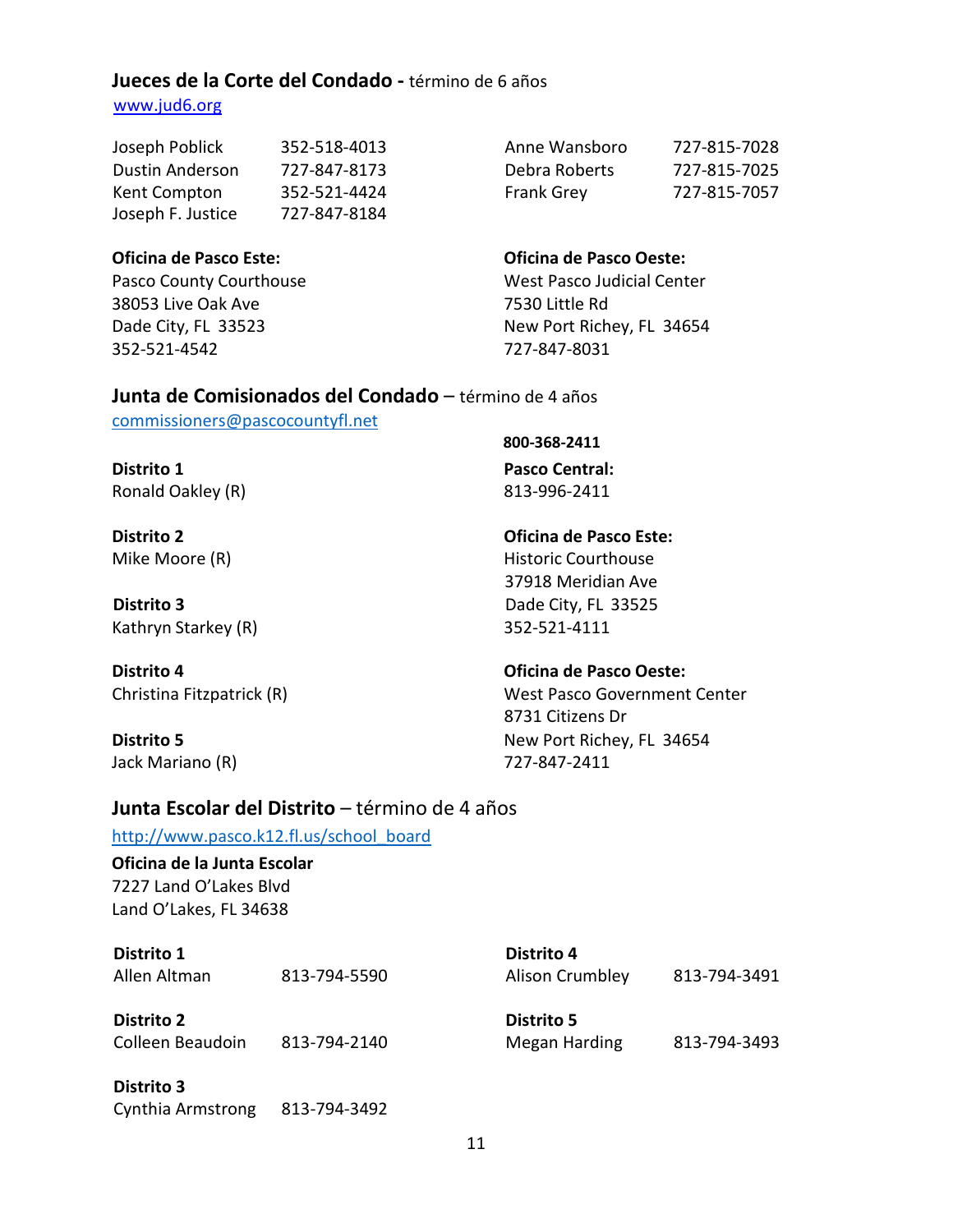## Jueces de la Corte del Condado - término de 6 años

www.jud6.org

| | | | |
|---|---|---|---|
| Joseph Poblick | 352-518-4013 | Anne Wansboro | 727-815-7028 |
| Dustin Anderson | 727-847-8173 | Debra Roberts | 727-815-7025 |
| Kent Compton | 352-521-4424 | Frank Grey | 727-815-7057 |
| Joseph F. Justice | 727-847-8184 | | |

**Oficina de Pasco Este:**
Pasco County Courthouse
38053 Live Oak Ave
Dade City, FL 33523
352-521-4542

**Oficina de Pasco Oeste:**
West Pasco Judicial Center
7530 Little Rd
New Port Richey, FL 34654
727-847-8031

## Junta de Comisionados del Condado – término de 4 años

commissioners@pascocountyfl.net

**800-368-2411**

**Distrito 1**
Ronald Oakley (R)

**Distrito 2**
Mike Moore (R)

**Distrito 3**
Kathryn Starkey (R)

**Distrito 4**
Christina Fitzpatrick (R)

**Distrito 5**
Jack Mariano (R)

**Pasco Central:**
813-996-2411

**Oficina de Pasco Este:**
Historic Courthouse
37918 Meridian Ave
Dade City, FL 33525
352-521-4111

**Oficina de Pasco Oeste:**
West Pasco Government Center
8731 Citizens Dr
New Port Richey, FL 34654
727-847-2411

## Junta Escolar del Distrito – término de 4 años

http://www.pasco.k12.fl.us/school_board

**Oficina de la Junta Escolar**
7227 Land O'Lakes Blvd
Land O'Lakes, FL 34638

**Distrito 1**
Allen Altman 813-794-5590

**Distrito 2**
Colleen Beaudoin 813-794-2140

**Distrito 3**
Cynthia Armstrong 813-794-3492

**Distrito 4**
Alison Crumbley 813-794-3491

**Distrito 5**
Megan Harding 813-794-3493